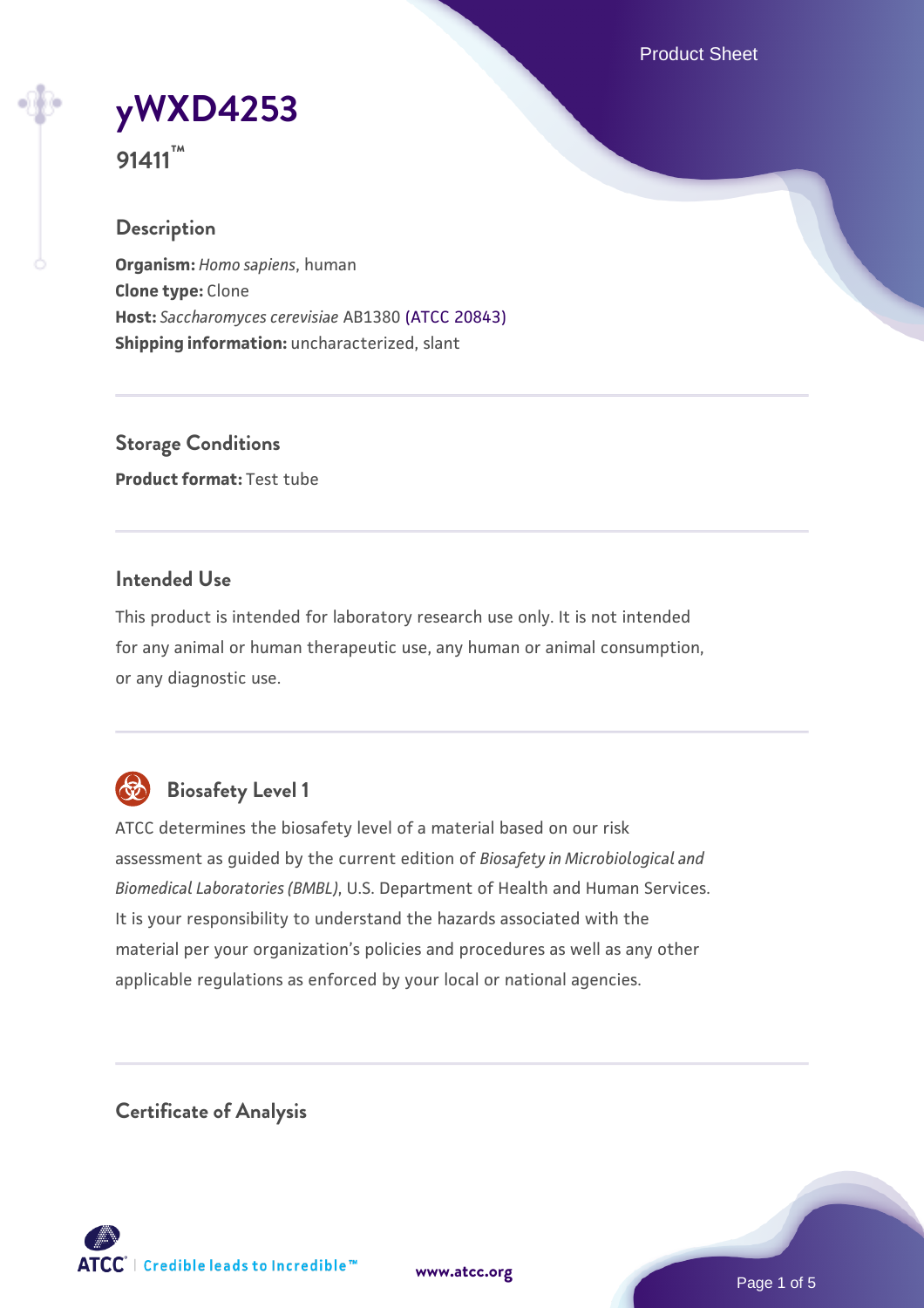# yWXD4253

**91411™**

## Description

**Organism:** *Homo sapiens*, human
**Clone type:** Clone
**Host:** *Saccharomyces cerevisiae* AB1380 (ATCC 20843)
**Shipping information:** uncharacterized, slant

## Storage Conditions

**Product format:** Test tube

## Intended Use

This product is intended for laboratory research use only. It is not intended for any animal or human therapeutic use, any human or animal consumption, or any diagnostic use.

## Biosafety Level 1

ATCC determines the biosafety level of a material based on our risk assessment as guided by the current edition of *Biosafety in Microbiological and Biomedical Laboratories (BMBL)*, U.S. Department of Health and Human Services. It is your responsibility to understand the hazards associated with the material per your organization's policies and procedures as well as any other applicable regulations as enforced by your local or national agencies.

## Certificate of Analysis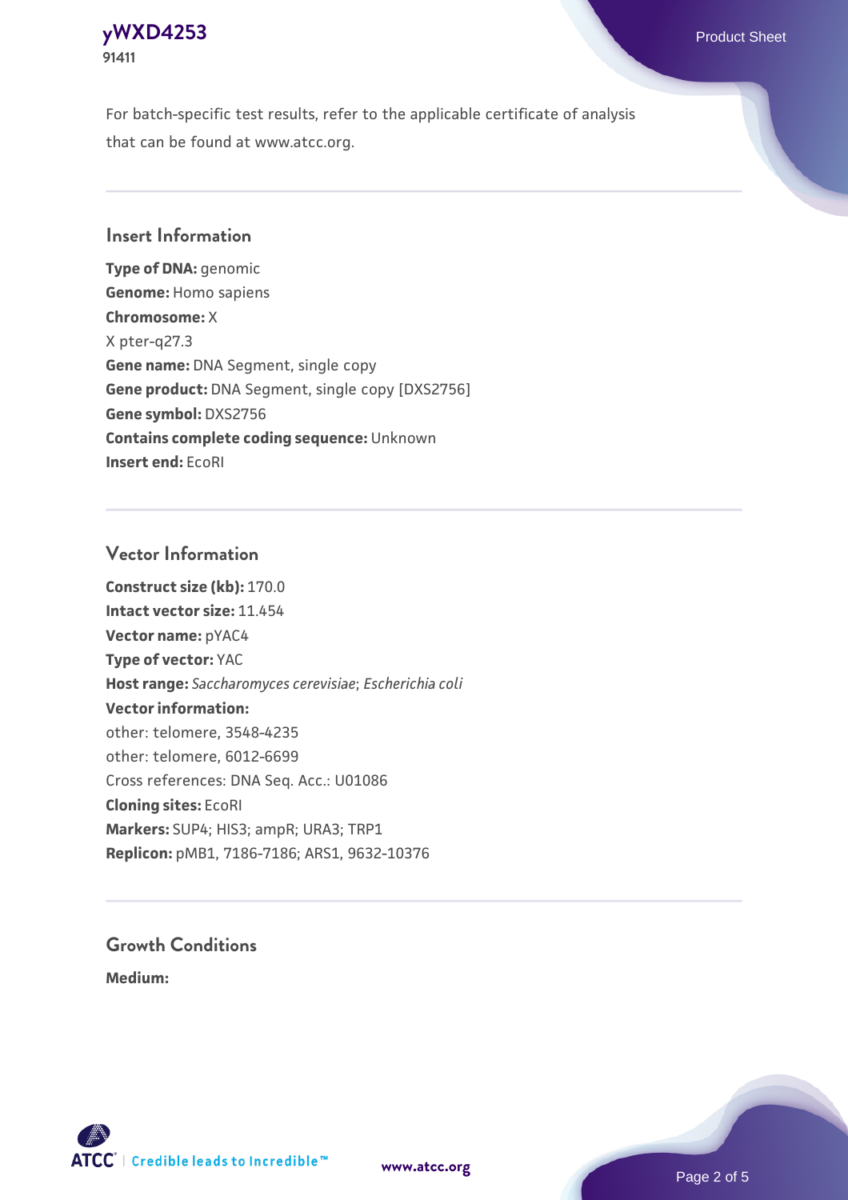For batch-specific test results, refer to the applicable certificate of analysis that can be found at www.atcc.org.

## Insert Information

**Type of DNA:** genomic  
**Genome:** Homo sapiens  
**Chromosome:** X  
X pter-q27.3  
**Gene name:** DNA Segment, single copy  
**Gene product:** DNA Segment, single copy [DXS2756]  
**Gene symbol:** DXS2756  
**Contains complete coding sequence:** Unknown  
**Insert end:** EcoRI

## Vector Information

**Construct size (kb):** 170.0  
**Intact vector size:** 11.454  
**Vector name:** pYAC4  
**Type of vector:** YAC  
**Host range:** *Saccharomyces cerevisiae*; *Escherichia coli*  
**Vector information:**  
other: telomere, 3548-4235  
other: telomere, 6012-6699  
Cross references: DNA Seq. Acc.: U01086  
**Cloning sites:** EcoRI  
**Markers:** SUP4; HIS3; ampR; URA3; TRP1  
**Replicon:** pMB1, 7186-7186; ARS1, 9632-10376

## Growth Conditions

**Medium:**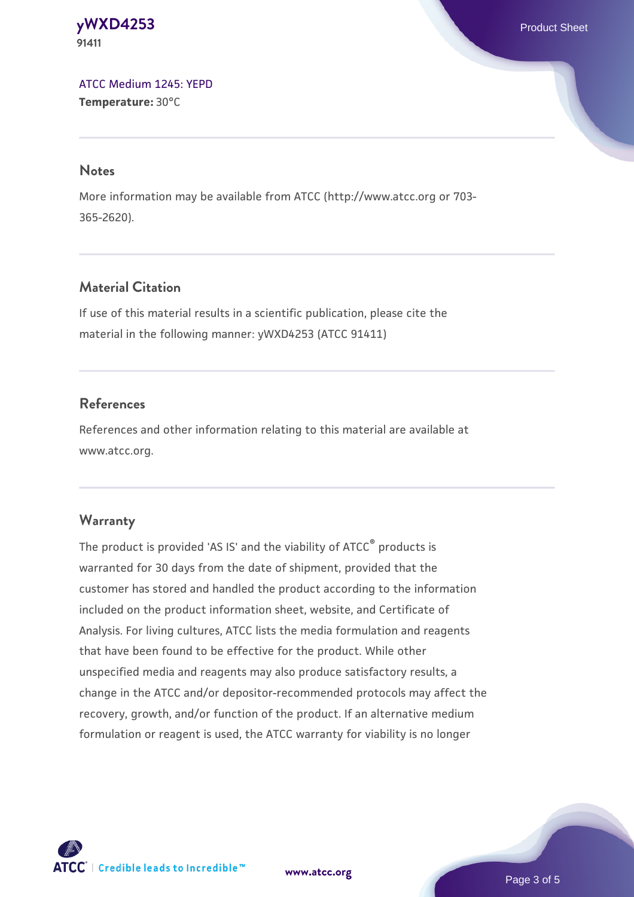ATCC Medium 1245: YEPD
**Temperature:** 30°C

## Notes

More information may be available from ATCC (http://www.atcc.org or 703-365-2620).

## Material Citation

If use of this material results in a scientific publication, please cite the material in the following manner: yWXD4253 (ATCC 91411)

## References

References and other information relating to this material are available at www.atcc.org.

## Warranty

The product is provided 'AS IS' and the viability of ATCC® products is warranted for 30 days from the date of shipment, provided that the customer has stored and handled the product according to the information included on the product information sheet, website, and Certificate of Analysis. For living cultures, ATCC lists the media formulation and reagents that have been found to be effective for the product. While other unspecified media and reagents may also produce satisfactory results, a change in the ATCC and/or depositor-recommended protocols may affect the recovery, growth, and/or function of the product. If an alternative medium formulation or reagent is used, the ATCC warranty for viability is no longer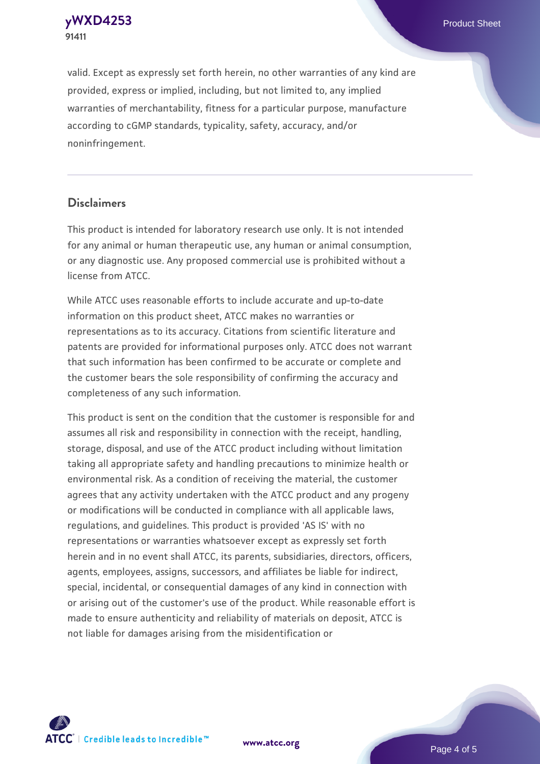valid. Except as expressly set forth herein, no other warranties of any kind are provided, express or implied, including, but not limited to, any implied warranties of merchantability, fitness for a particular purpose, manufacture according to cGMP standards, typicality, safety, accuracy, and/or noninfringement.

## Disclaimers

This product is intended for laboratory research use only. It is not intended for any animal or human therapeutic use, any human or animal consumption, or any diagnostic use. Any proposed commercial use is prohibited without a license from ATCC.

While ATCC uses reasonable efforts to include accurate and up-to-date information on this product sheet, ATCC makes no warranties or representations as to its accuracy. Citations from scientific literature and patents are provided for informational purposes only. ATCC does not warrant that such information has been confirmed to be accurate or complete and the customer bears the sole responsibility of confirming the accuracy and completeness of any such information.

This product is sent on the condition that the customer is responsible for and assumes all risk and responsibility in connection with the receipt, handling, storage, disposal, and use of the ATCC product including without limitation taking all appropriate safety and handling precautions to minimize health or environmental risk. As a condition of receiving the material, the customer agrees that any activity undertaken with the ATCC product and any progeny or modifications will be conducted in compliance with all applicable laws, regulations, and guidelines. This product is provided 'AS IS' with no representations or warranties whatsoever except as expressly set forth herein and in no event shall ATCC, its parents, subsidiaries, directors, officers, agents, employees, assigns, successors, and affiliates be liable for indirect, special, incidental, or consequential damages of any kind in connection with or arising out of the customer's use of the product. While reasonable effort is made to ensure authenticity and reliability of materials on deposit, ATCC is not liable for damages arising from the misidentification or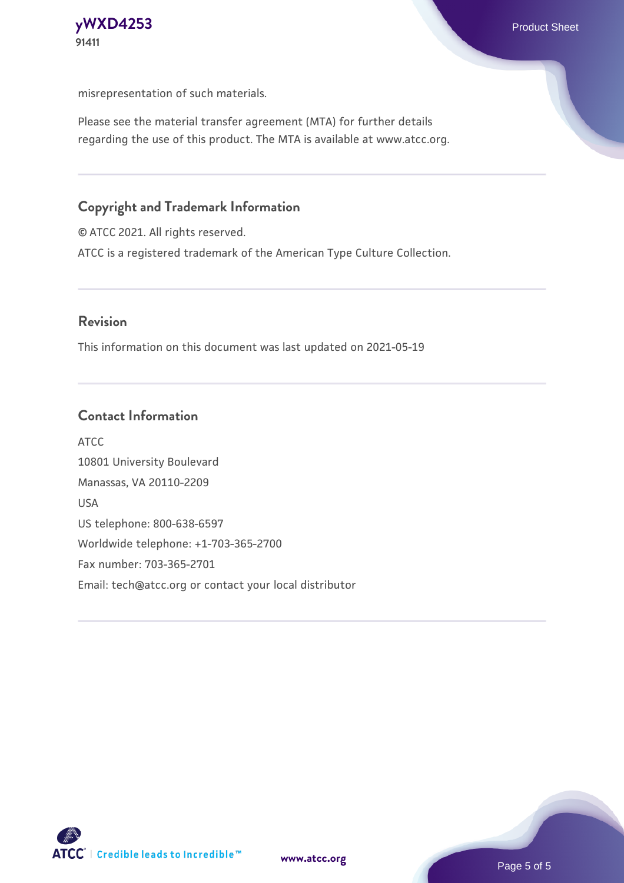misrepresentation of such materials.

Please see the material transfer agreement (MTA) for further details regarding the use of this product. The MTA is available at www.atcc.org.

## Copyright and Trademark Information

© ATCC 2021. All rights reserved.

ATCC is a registered trademark of the American Type Culture Collection.

## Revision

This information on this document was last updated on 2021-05-19

## Contact Information

ATCC
10801 University Boulevard
Manassas, VA 20110-2209
USA
US telephone: 800-638-6597
Worldwide telephone: +1-703-365-2700
Fax number: 703-365-2701
Email: tech@atcc.org or contact your local distributor